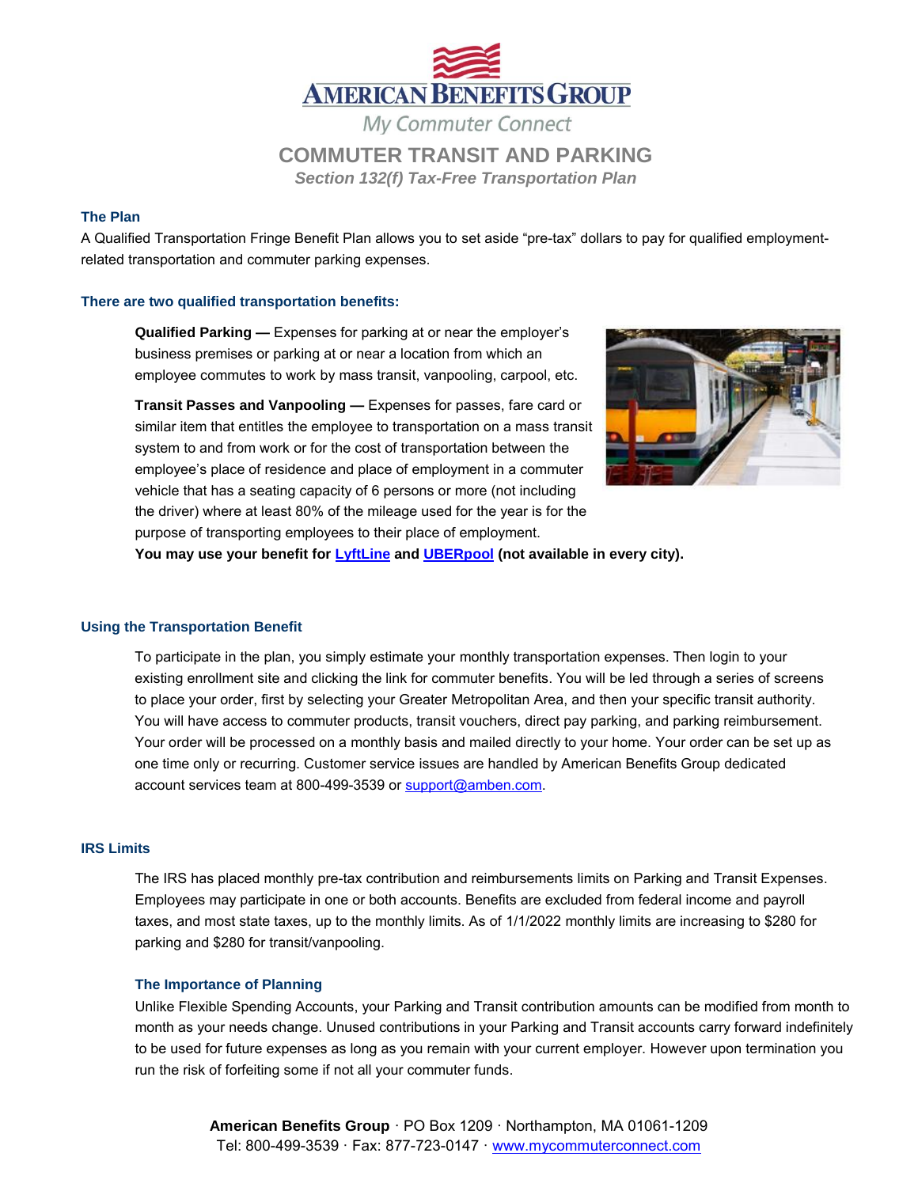# AMERICAN BENEFITS GROUP

My Commuter Connect

## COMMUTER TRANSIT AND PARKING

***Section 132(f) Tax-Free Transportation Plan***

### The Plan

A Qualified Transportation Fringe Benefit Plan allows you to set aside "pre-tax" dollars to pay for qualified employment-related transportation and commuter parking expenses.

### There are two qualified transportation benefits:

**Qualified Parking —** Expenses for parking at or near the employer's business premises or parking at or near a location from which an employee commutes to work by mass transit, vanpooling, carpool, etc.

**Transit Passes and Vanpooling —** Expenses for passes, fare card or similar item that entitles the employee to transportation on a mass transit system to and from work or for the cost of transportation between the employee's place of residence and place of employment in a commuter vehicle that has a seating capacity of 6 persons or more (not including the driver) where at least 80% of the mileage used for the year is for the purpose of transporting employees to their place of employment.

**You may use your benefit for LyftLine and UBERpool (not available in every city).**

### Using the Transportation Benefit

To participate in the plan, you simply estimate your monthly transportation expenses. Then login to your existing enrollment site and clicking the link for commuter benefits. You will be led through a series of screens to place your order, first by selecting your Greater Metropolitan Area, and then your specific transit authority. You will have access to commuter products, transit vouchers, direct pay parking, and parking reimbursement. Your order will be processed on a monthly basis and mailed directly to your home. Your order can be set up as one time only or recurring. Customer service issues are handled by American Benefits Group dedicated account services team at 800-499-3539 or support@amben.com.

### IRS Limits

The IRS has placed monthly pre-tax contribution and reimbursements limits on Parking and Transit Expenses. Employees may participate in one or both accounts. Benefits are excluded from federal income and payroll taxes, and most state taxes, up to the monthly limits. As of 1/1/2022 monthly limits are increasing to $280 for parking and $280 for transit/vanpooling.

#### The Importance of Planning

Unlike Flexible Spending Accounts, your Parking and Transit contribution amounts can be modified from month to month as your needs change. Unused contributions in your Parking and Transit accounts carry forward indefinitely to be used for future expenses as long as you remain with your current employer. However upon termination you run the risk of forfeiting some if not all your commuter funds.

**American Benefits Group** · PO Box 1209 · Northampton, MA 01061-1209
Tel: 800-499-3539 · Fax: 877-723-0147 · www.mycommuterconnect.com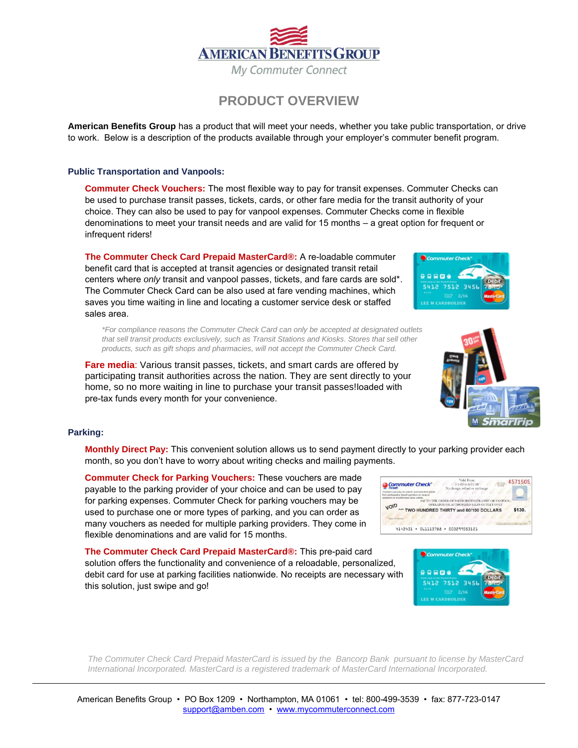AMERICAN BENEFITS GROUP

My Commuter Connect

# PRODUCT OVERVIEW

**American Benefits Group** has a product that will meet your needs, whether you take public transportation, or drive to work. Below is a description of the products available through your employer's commuter benefit program.

### Public Transportation and Vanpools:

**Commuter Check Vouchers:** The most flexible way to pay for transit expenses. Commuter Checks can be used to purchase transit passes, tickets, cards, or other fare media for the transit authority of your choice. They can also be used to pay for vanpool expenses. Commuter Checks come in flexible denominations to meet your transit needs and are valid for 15 months – a great option for frequent or infrequent riders!

**The Commuter Check Card Prepaid MasterCard®:** A re-loadable commuter benefit card that is accepted at transit agencies or designated transit retail centers where *only* transit and vanpool passes, tickets, and fare cards are sold*. The Commuter Check Card can be also used at fare vending machines, which saves you time waiting in line and locating a customer service desk or staffed sales area.

*\*For compliance reasons the Commuter Check Card can only be accepted at designated outlets that sell transit products exclusively, such as Transit Stations and Kiosks. Stores that sell other products, such as gift shops and pharmacies, will not accept the Commuter Check Card.*

**Fare media**: Various transit passes, tickets, and smart cards are offered by participating transit authorities across the nation. They are sent directly to your home, so no more waiting in line to purchase your transit passes!loaded with pre-tax funds every month for your convenience.

### Parking:

**Monthly Direct Pay:** This convenient solution allows us to send payment directly to your parking provider each month, so you don't have to worry about writing checks and mailing payments.

**Commuter Check for Parking Vouchers:** These vouchers are made payable to the parking provider of your choice and can be used to pay for parking expenses. Commuter Check for parking vouchers may be used to purchase one or more types of parking, and you can order as many vouchers as needed for multiple parking providers. They come in flexible denominations and are valid for 15 months.

**The Commuter Check Card Prepaid MasterCard®:** This pre-paid card solution offers the functionality and convenience of a reloadable, personalized, debit card for use at parking facilities nationwide. No receipts are necessary with this solution, just swipe and go!

*The Commuter Check Card Prepaid MasterCard is issued by the Bancorp Bank pursuant to license by MasterCard International Incorporated. MasterCard is a registered trademark of MasterCard International Incorporated.*

American Benefits Group • PO Box 1209 • Northampton, MA 01061 • tel: 800-499-3539 • fax: 877-723-0147
support@amben.com • www.mycommuterconnect.com